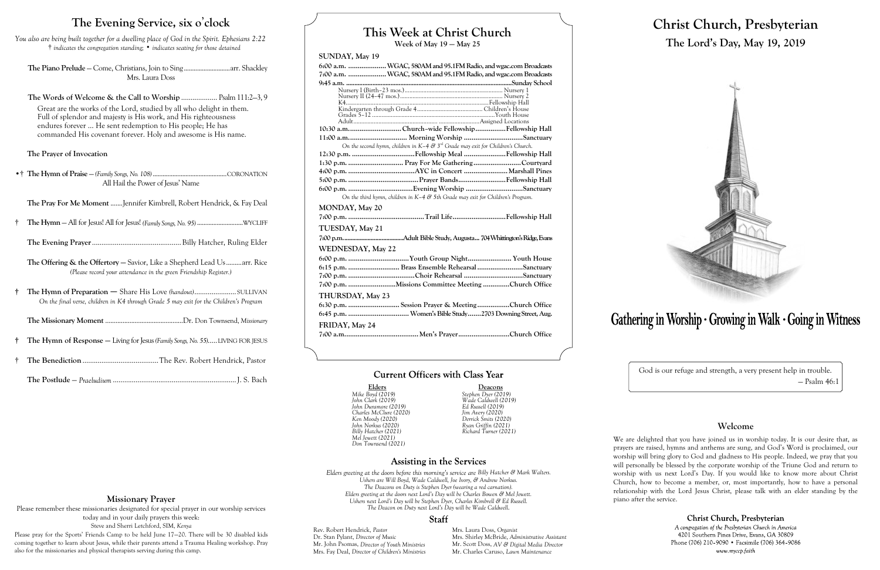# The Evening Service, six o'clock

*You also are being built together for a dwelling place of God in the Spirit. Ephesians 2:22*
*† indicates the congregation standing; • indicates seating for those detained*

**The Piano Prelude** — Come, Christians, Join to Sing ............................arr. Shackley
Mrs. Laura Doss

**The Words of Welcome & the Call to Worship** .................. Psalm 111:2–3, 9

Great are the works of the Lord, studied by all who delight in them. Full of splendor and majesty is His work, and His righteousness endures forever ... He sent redemption to His people; He has commanded His covenant forever. Holy and awesome is His name.

**The Prayer of Invocation**

•† **The Hymn of Praise** — *(Family Songs, No. 108)* ............................................CORONATION
All Hail the Power of Jesus' Name

**The Pray For Me Moment** .......Jennifer Kimbrell, Robert Hendrick, & Fay Deal

† **The Hymn** — All for Jesus! All for Jesus! *(Family Songs, No. 95)* ............................WYCLIFF

**The Evening Prayer** ............................................... Billy Hatcher, Ruling Elder

**The Offering & the Offertory** — Savior, Like a Shepherd Lead Us .........arr. Rice
*(Please record your attendance in the green Friendship Register.)*

† **The Hymn of Preparation** — Share His Love *(handout)* ......................SULLIVAN
*On the final verse, children in K4 through Grade 5 may exit for the Children's Program*

**The Missionary Moment** .............................................Dr. Don Townsend, *Missionary*

† **The Hymn of Response** — Living for Jesus *(Family Songs, No. 55)*..... LIVING FOR JESUS

† **The Benediction** ........................................The Rev. Robert Hendrick, Pastor

**The Postlude** — *Praeludium* ................................................................ J. S. Bach

## Missionary Prayer

Please remember these missionaries designated for special prayer in our worship services today and in your daily prayers this week:
Steve and Sherri Letchford, SIM, *Kenya*

Please pray for the Sports' Friends Camp to be held June 17—20. There will be 30 disabled kids coming together to learn about Jesus, while their parents attend a Trauma Healing workshop. Pray also for the missionaries and physical therapists serving during this camp.

# This Week at Christ Church

Week of May 19 — May 25

**SUNDAY, May 19**

6:00 a.m. .................... WGAC, 580AM and 95.1FM Radio, and wgac.com Broadcasts
7:00 a.m. .................... WGAC, 580AM and 95.1FM Radio, and wgac.com Broadcasts
9:45 a.m. ........................................................................................Sunday School
- Nursery I (Birth–23 mos.) ........................................ Nursery 1
- Nursery II (24–47 mos.) ........................................ Nursery 2
- K4 ........................................................................Fellowship Hall
- Kindergarten through Grade 4 ................................ Children's House
- Grades 5–12 ........................................................ Youth House
- Adult .................................................................Assigned Locations

10:30 a.m. ........................... Church–wide Fellowship ................Fellowship Hall
11:00 a.m. .............................. Morning Worship ...............................Sanctuary
*On the second hymn, children in K–4 & 3rd Grade may exit for Children's Church.*
12:30 p.m. ................................Fellowship Meal ......................Fellowship Hall
1:30 p.m. ............................ Pray For Me Gathering .........................Courtyard
4:00 p.m. ..................................AYC in Concert ....................... Marshall Pines
5:00 p.m. ..................................Prayer Bands.........................Fellowship Hall
6:00 p.m. ..................................Evening Worship ..............................Sanctuary
*On the third hymn, children in K–4 & 5th Grade may exit for Children's Program.*

**MONDAY, May 20**

7:00 p.m. ........................................Trail Life............................Fellowship Hall

**TUESDAY, May 21**

7:00 p.m. ......................................Adult Bible Study, Augusta... 704 Whittington's Ridge, Evans

**WEDNESDAY, May 22**

6:00 p.m. ................................Youth Group Night....................... Youth House
6:15 p.m. ........................... Brass Ensemble Rehearsal ........................Sanctuary
7:00 p.m. ...................................Choir Rehearsal ...............................Sanctuary
7:00 p.m. .........................Missions Committee Meeting .............Church Office

**THURSDAY, May 23**

6:30 p.m. ........................... Session Prayer & Meeting .................Church Office
6:45 p.m. ................................ Women's Bible Study.......2703 Downing Street, Aug.

**FRIDAY, May 24**

7:00 a.m........................................ Men's Prayer...........................Church Office

## Current Officers with Class Year

| Elders | Deacons |
|---|---|
| *Mike Boyd (2019)* | *Stephen Dyer (2019)* |
| *John Clark (2019)* | *Wade Caldwell (2019)* |
| *John Dunsmore (2019)* | *Ed Russell (2019)* |
| *Charles McClure (2020)* | *Jim Avery (2020)* |
| *Ken Moody (2020)* | *Derrick Smits (2020)* |
| *John Norkus (2020)* | *Ryan Griffin (2021)* |
| *Billy Hatcher (2021)* | *Richard Turner (2021)* |
| *Mel Jewett (2021)* | |
| *Don Townsend (2021)* | |

## Assisting in the Services

*Elders greeting at the doors before this morning's service are Billy Hatcher & Mark Walters.*
*Ushers are Will Boyd, Wade Caldwell, Joe Ivory, & Andrew Norkus.*
*The Deacons on Duty is Stephen Dyer (wearing a red carnation).*
*Elders greeting at the doors next Lord's Day will be Charles Bowen & Mel Jewett.*
*Ushers next Lord's Day will be Stephen Dyer, Charles Kimbrell & Ed Russell.*
*The Deacon on Duty next Lord's Day will be Wade Caldwell.*

## Staff

| | |
|---|---|
| Rev. Robert Hendrick, *Pastor* | Mrs. Laura Doss, *Organist* |
| Dr. Stan Pylant, *Director of Music* | Mrs. Shirley McBride, *Administrative Assistant* |
| Mr. John Psomas, *Director of Youth Ministries* | Mr. Scott Doss, *AV & Digital Media Director* |
| Mrs. Fay Deal, *Director of Children's Ministries* | Mr. Charles Caruso, *Lawn Maintenance* |

# Christ Church, Presbyterian

## The Lord's Day, May 19, 2019

**Gathering in Worship · Growing in Walk · Going in Witness**

God is our refuge and strength, a very present help in trouble.
— Psalm 46:1

## Welcome

We are delighted that you have joined us in worship today. It is our desire that, as prayers are raised, hymns and anthems are sung, and God's Word is proclaimed, our worship will bring glory to God and gladness to His people. Indeed, we pray that you will personally be blessed by the corporate worship of the Triune God and return to worship with us next Lord's Day. If you would like to know more about Christ Church, how to become a member, or, most importantly, how to have a personal relationship with the Lord Jesus Christ, please talk with an elder standing by the piano after the service.

### Christ Church, Presbyterian

*A congregation of the Presbyterian Church in America*
4201 Southern Pines Drive, Evans, GA 30809
Phone (706) 210-9090 • Facsimile (706) 364-9086
*www.myccp.faith*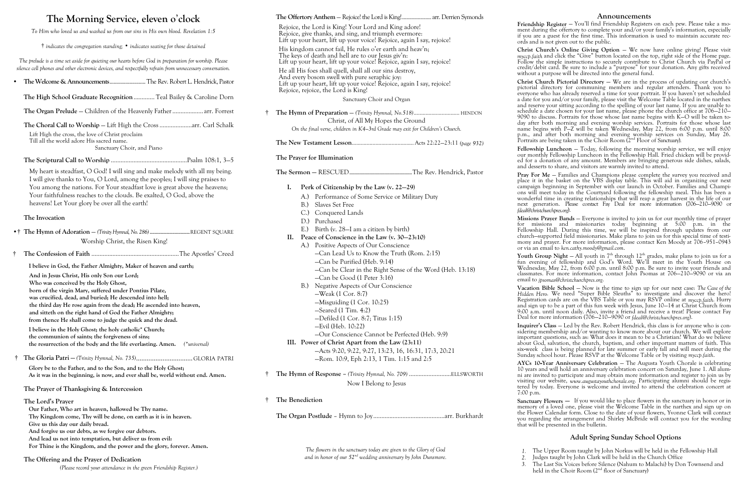# The Morning Service, eleven o'clock

*To Him who loved us and washed us from our sins in His own blood. Revelation 1:5*

*† indicates the congregation standing; • indicates seating for those detained*

*The prelude is a time set aside for quieting our hearts before God in preparation for worship. Please silence cell phones and other electronic devices, and respectfully refrain from unnecessary conversation.*

• **The Welcome & Announcements** ............ The Rev. Robert L. Hendrick, Pastor

**The High School Graduate Recognition** ............. Teal Bailey & Caroline Dorn

**The Organ Prelude** — Children of the Heavenly Father .................. arr. Forrest

**The Choral Call to Worship** — Lift High the Cross ....................arr. Carl Schalk

Lift High the cross, the love of Christ proclaim
Till all the world adore His sacred name.
Sanctuary Choir, and Piano

**The Scriptural Call to Worship** ...............................................Psalm 108:1, 3—5

My heart is steadfast, O God! I will sing and make melody with all my being. I will give thanks to You, O Lord, among the peoples; I will sing praises to You among the nations. For Your steadfast love is great above the heavens; Your faithfulness reaches to the clouds. Be exalted, O God, above the heavens! Let Your glory be over all the earth!

**The Invocation**

•† **The Hymn of Adoration** — *(Trinity Hymnal, No. 286)* .................. REGENT SQUARE
Worship Christ, the Risen King!

† **The Confession of Faith** ......................................................The Apostles' Creed

**I believe in God, the Father Almighty, Maker of heaven and earth;**
**And in Jesus Christ, His only Son our Lord;**
**Who was conceived by the Holy Ghost,**
**born of the virgin Mary, suffered under Pontius Pilate,**
**was crucified, dead, and buried; He descended into hell;**
**the third day He rose again from the dead; He ascended into heaven,**
**and sitteth on the right hand of God the Father Almighty;**
**from thence He shall come to judge the quick and the dead.**
**I believe in the Holy Ghost; the holy catholic* Church;**
**the communion of saints; the forgiveness of sins;**
**the resurrection of the body and the life everlasting. Amen.** *(*universal)*

† **The Gloria Patri** — *(Trinity Hymnal, No. 735)*................................ GLORIA PATRI

**Glory be to the Father, and to the Son, and to the Holy Ghost;**
**As it was in the beginning, is now, and ever shall be, world without end. Amen.**

**The Prayer of Thanksgiving & Intercession**

**The Lord's Prayer**

**Our Father, Who art in heaven, hallowed be Thy name.**
**Thy Kingdom come, Thy will be done, on earth as it is in heaven.**
**Give us this day our daily bread.**
**And forgive us our debts, as we forgive our debtors.**
**And lead us not into temptation, but deliver us from evil:**
**For Thine is the Kingdom, and the power and the glory, forever. Amen.**

**The Offering and the Prayer of Dedication**
*(Please record your attendance in the green Friendship Register.)*

**The Offertory Anthem** — Rejoice! the Lord is King!........................ arr. Derrien Symonds

Rejoice, the Lord is King! Your Lord and King adore!
Rejoice, give thanks, and sing, and triumph evermore:
Lift up your heart, lift up your voice! Rejoice, again I say, rejoice!

His kingdom cannot fail, He rules o'er earth and heav'n;
The keys of death and hell are to our Jesus giv'n:
Lift up your heart, lift up your voice! Rejoice, again I say, rejoice!

He all His foes shall quell, shall all our sins destroy,
And every bosom swell with pure seraphic joy:
Lift up your heart, lift up your voice! Rejoice, again I say, rejoice!
Rejoice, rejoice, the Lord is King!

Sanctuary Choir and Organ

† **The Hymn of Preparation** — *(Trinity Hymnal, No.518)*.............................. HENDON
Christ, of All My Hopes the Ground
*On the final verse, children in K4–3rd Grade may exit for Children's Church.*

**The New Testament Lesson**......................................... Acts 22:22—23:11 *(page 932)*

**The Prayer for Illumination**

**The Sermon** — RESCUED.................................................The Rev. Hendrick, Pastor

I. **Perk of Citizenship by the Law (v. 22—29)**
   A.) Performance of Some Service or Military Duty
   B.) Slaves Set Free
   C.) Conquered Lands
   D.) Purchased
   E.) Birth (v. 28—I am a citizen by birth)

II. **Peace of Conscience in the Law (v. 30—23:10)**
   A.) Positive Aspects of Our Conscience
      —Can Lead Us to Know the Truth (Rom. 2:15)
      —Can be Purified (Heb. 9:14)
      —Can be Clear in the Right Sense of the Word (Heb. 13:18)
      —Can be Good (1 Peter 3:16)
   B.) Negative Aspects of Our Conscience
      —Weak (1 Cor. 8:7)
      —Misguiding (1 Cor. 10:25)
      —Seared (1 Tim. 4:2)
      —Defiled (1 Cor. 8:7; Titus 1:15)
      —Evil (Heb. 10:22)
      —Our Conscience Cannot be Perfected (Heb. 9:9)

III. **Power of Christ Apart from the Law (23:11)**
   —Acts 9:20, 9:22, 9:27, 13:23, 16, 16:31, 17:3, 20:21
   —Rom. 10:9, Eph 2:13, 1 Tim. 1:15 and 2:5

† **The Hymn of Response** – *(Trinity Hymnal, No. 709)* ..........................ELLSWORTH
Now I Belong to Jesus

† **The Benediction**

**The Organ Postlude** – Hymn to Joy............................................arr. Burkhardt

*The flowers in the sanctuary today are given to the Glory of God and in honor of our 52nd wedding anniversary by John Dunsmore.*

## Announcements

**Friendship Register** — You'll find Friendship Registers on each pew. Please take a moment during the offertory to complete your and/or your family's information, especially if you are a guest for the first time. This information is used to maintain accurate records and is not given out to the public.

**Christ Church's Online Giving Option** — We now have online giving! Please visit *myccp.faith* and click the "Give" button located on the top, right side of the Home page. Follow the simple instructions to securely contribute to Christ Church via PayPal or credit/debit card. Be sure to include a "purpose" for your donation. Any gifts received without a purpose will be directed into the general fund.

**Christ Church Pictorial Directory** — We are in the process of updating our church's pictorial directory for communing members and regular attenders. Thank you to everyone who has already reserved a time for your portrait. If you haven't yet scheduled a date for you and/or your family, please visit the Welcome Table located in the narthex and reserve your sitting according to the spelling of your last name. If you are unable to schedule a date chosen for your last name, please phone the church office at 706—210—9090 to discuss. Portraits for those whose last name begins with K—O will be taken today after both morning and evening worship services. Portraits for those whose last name begins with P—Z will be taken Wednesday, May 22, from 6:00 p.m. until 8:00 p.m., and after both morning and evening worship services on Sunday, May 26. Portraits are being taken in the Choir Room (2nd Floor of Sanctuary).

**Fellowship Luncheon** — Today, following the morning worship service, we will enjoy our monthly Fellowship Luncheon in the Fellowship Hall. Fried chicken will be provided for a donation of any amount. Members are bringing generous side dishes, salads, and desserts to share, and visitors are warmly invited to attend.

**Pray For Me** — Families and Champions please complete the survey you received and place it in the basket on the VBS display table. This will aid in organizing our next campaign beginning in September with our launch in October. Families and Champions will meet today in the Courtyard following the fellowship meal. This has been a wonderful time in creating relationships that will reap a great harvest in the life of our next generation. Please contact Fay Deal for more information (706–210–9090 or *fdeal@christchurchpres.org*).

**Missions Prayer Bands** — Everyone is invited to join us for our monthly time of prayer for missions and missionaries today beginning at 5:00 p.m. in the Fellowship Hall. During this time, we will be inspired through updates from our church—supported field missionaries. Make plans to join us for this special time of testimony and prayer. For more information, please contact Ken Moody at 706–951–0943 or via an email to *ken.cathy.moody@gmail.com*.

**Youth Group Night** — All youth in 7th through 12th grades, make plans to join us for a fun evening of fellowship and God's Word. We'll meet in the Youth House on Wednesday, May 22, from 6:00 p.m. until 8:00 p.m. Be sure to invite your friends and classmates. For more information, contact John Psomas at 706—210—9090 or via an email to *jpsomas@christchurchpres.org*.

**Vacation Bible School** — Now is the time to sign up for our next case: *The Case of the Hidden Hero.* We need "Super Bible Sleuths" to investigate and discover the hero! Registration cards are on the VBS Table or you may RSVP online at *myccp.faith*. Hurry and sign up to be a part of this fun week with Jesus, June 10—14 at Christ Church from 9:00 a.m. until noon daily. Also, invite a friend and receive a treat! Please contact Fay Deal for more information (706—210—9090 or *fdeal@christchurchpres.org*).

**Inquirer's Class** — Led by the Rev. Robert Hendrick, this class is for anyone who is considering membership and/or wanting to know more about our church. We will explore important questions, such as: What does it mean to be a Christian? What do we believe about God, salvation, the church, baptism, and other important matters of faith. This six-week class is being planned for late summer or early fall and will meet during the Sunday school hour. Please RSVP at the Welcome Table or by visiting *myccp.faith*.

**AYCs 10-Year Anniversary Celebration** — The Augusta Youth Chorale is celebrating 10 years and will hold an anniversary celebration concert on Saturday, June 1. All alumni are invited to participate and may obtain more information and register to join us by visiting our website, *www.augustayouthchorale.org*. Participating alumni should be registered by today. Everyone is welcome and invited to attend the celebration concert at 7:00 p.m.

**Sanctuary Flowers** — If you would like to place flowers in the sanctuary in honor or in memory of a loved one, please visit the Welcome Table in the narthex and sign up on the Flower Calendar form. Close to the date of your flowers, Yvonne Clark will contact you regarding the arrangement and Shirley McBride will contact you for the wording that will be presented in the bulletin.

## Adult Spring Sunday School Options

1. The Upper Room taught by John Norkus will be held in the Fellowship Hall
2. Judges taught by John Clark will be held in the Church Office
3. The Last Six Voices before Silence (Nahum to Malachi) by Don Townsend and held in the Choir Room (2nd floor of Sanctuary)